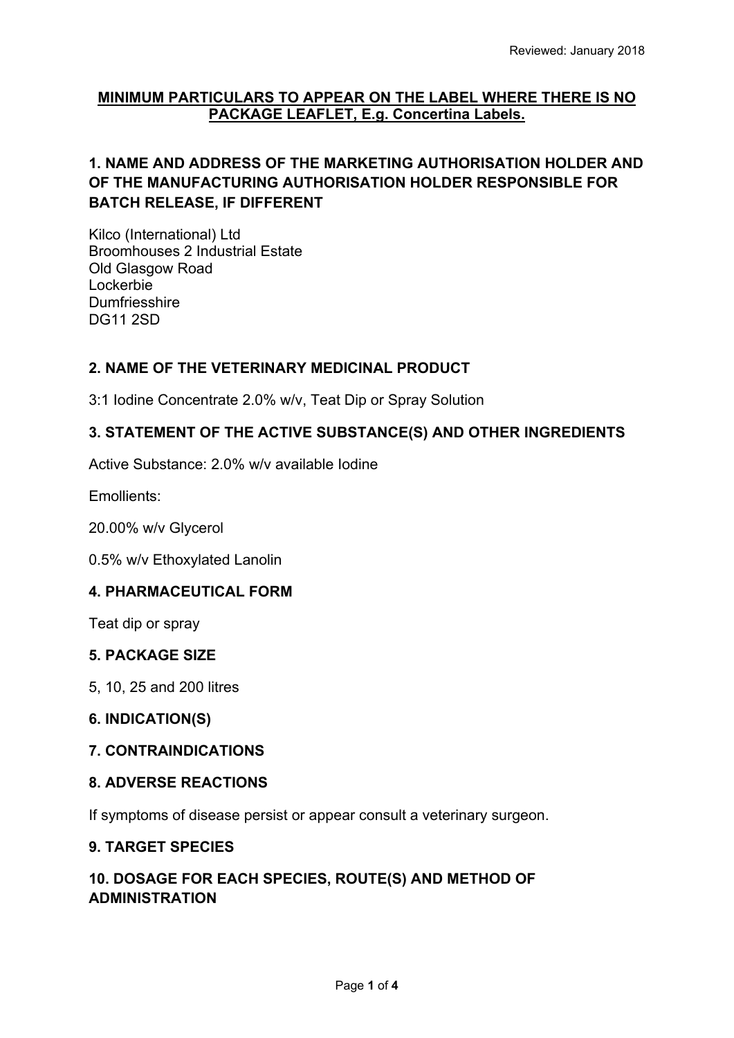Reviewed: January 2018

**MINIMUM PARTICULARS TO APPEAR ON THE LABEL WHERE THERE IS NO PACKAGE LEAFLET, E.g. Concertina Labels.**

## 1. NAME AND ADDRESS OF THE MARKETING AUTHORISATION HOLDER AND OF THE MANUFACTURING AUTHORISATION HOLDER RESPONSIBLE FOR BATCH RELEASE, IF DIFFERENT

Kilco (International) Ltd
Broomhouses 2 Industrial Estate
Old Glasgow Road
Lockerbie
Dumfriesshire
DG11 2SD

## 2. NAME OF THE VETERINARY MEDICINAL PRODUCT

3:1 Iodine Concentrate 2.0% w/v, Teat Dip or Spray Solution

## 3. STATEMENT OF THE ACTIVE SUBSTANCE(S) AND OTHER INGREDIENTS

Active Substance: 2.0% w/v available Iodine

Emollients:

20.00% w/v Glycerol

0.5% w/v Ethoxylated Lanolin

## 4. PHARMACEUTICAL FORM

Teat dip or spray

## 5. PACKAGE SIZE

5, 10, 25 and 200 litres

## 6. INDICATION(S)

## 7. CONTRAINDICATIONS

## 8. ADVERSE REACTIONS

If symptoms of disease persist or appear consult a veterinary surgeon.

## 9. TARGET SPECIES

## 10. DOSAGE FOR EACH SPECIES, ROUTE(S) AND METHOD OF ADMINISTRATION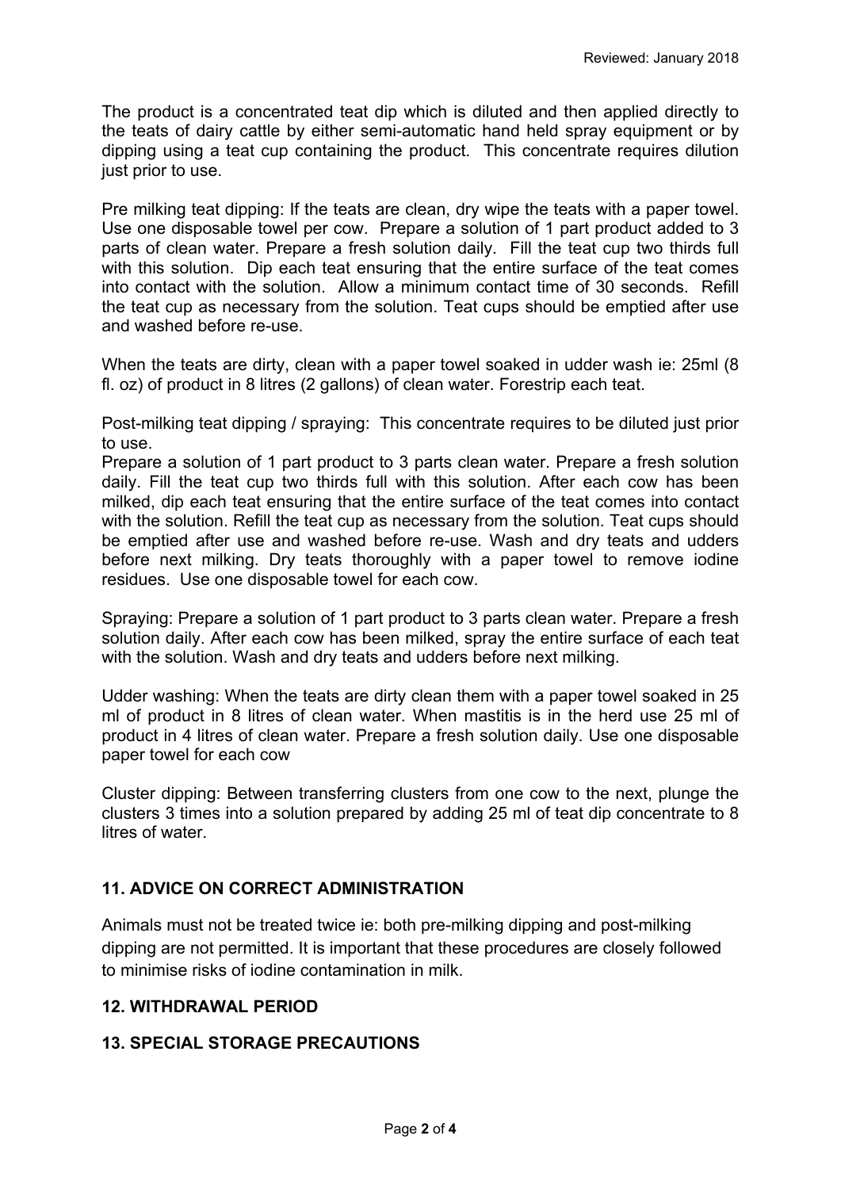The product is a concentrated teat dip which is diluted and then applied directly to the teats of dairy cattle by either semi-automatic hand held spray equipment or by dipping using a teat cup containing the product. This concentrate requires dilution just prior to use.

Pre milking teat dipping: If the teats are clean, dry wipe the teats with a paper towel. Use one disposable towel per cow. Prepare a solution of 1 part product added to 3 parts of clean water. Prepare a fresh solution daily. Fill the teat cup two thirds full with this solution. Dip each teat ensuring that the entire surface of the teat comes into contact with the solution. Allow a minimum contact time of 30 seconds. Refill the teat cup as necessary from the solution. Teat cups should be emptied after use and washed before re-use.

When the teats are dirty, clean with a paper towel soaked in udder wash ie: 25ml (8 fl. oz) of product in 8 litres (2 gallons) of clean water. Forestrip each teat.

Post-milking teat dipping / spraying: This concentrate requires to be diluted just prior to use.

Prepare a solution of 1 part product to 3 parts clean water. Prepare a fresh solution daily. Fill the teat cup two thirds full with this solution. After each cow has been milked, dip each teat ensuring that the entire surface of the teat comes into contact with the solution. Refill the teat cup as necessary from the solution. Teat cups should be emptied after use and washed before re-use. Wash and dry teats and udders before next milking. Dry teats thoroughly with a paper towel to remove iodine residues. Use one disposable towel for each cow.

Spraying: Prepare a solution of 1 part product to 3 parts clean water. Prepare a fresh solution daily. After each cow has been milked, spray the entire surface of each teat with the solution. Wash and dry teats and udders before next milking.

Udder washing: When the teats are dirty clean them with a paper towel soaked in 25 ml of product in 8 litres of clean water. When mastitis is in the herd use 25 ml of product in 4 litres of clean water. Prepare a fresh solution daily. Use one disposable paper towel for each cow

Cluster dipping: Between transferring clusters from one cow to the next, plunge the clusters 3 times into a solution prepared by adding 25 ml of teat dip concentrate to 8 litres of water.

## 11. ADVICE ON CORRECT ADMINISTRATION

Animals must not be treated twice ie: both pre-milking dipping and post-milking dipping are not permitted. It is important that these procedures are closely followed to minimise risks of iodine contamination in milk.

## 12. WITHDRAWAL PERIOD

## 13. SPECIAL STORAGE PRECAUTIONS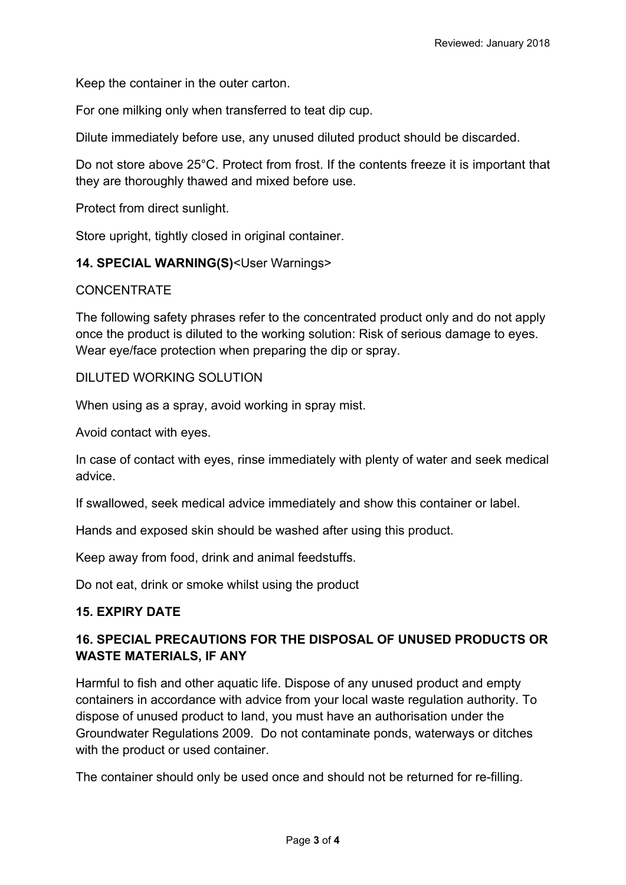Keep the container in the outer carton.

For one milking only when transferred to teat dip cup.

Dilute immediately before use, any unused diluted product should be discarded.

Do not store above 25°C. Protect from frost. If the contents freeze it is important that they are thoroughly thawed and mixed before use.

Protect from direct sunlight.

Store upright, tightly closed in original container.

**14. SPECIAL WARNING(S)**<User Warnings>

CONCENTRATE

The following safety phrases refer to the concentrated product only and do not apply once the product is diluted to the working solution: Risk of serious damage to eyes. Wear eye/face protection when preparing the dip or spray.

DILUTED WORKING SOLUTION

When using as a spray, avoid working in spray mist.

Avoid contact with eyes.

In case of contact with eyes, rinse immediately with plenty of water and seek medical advice.

If swallowed, seek medical advice immediately and show this container or label.

Hands and exposed skin should be washed after using this product.

Keep away from food, drink and animal feedstuffs.

Do not eat, drink or smoke whilst using the product

**15. EXPIRY DATE**

**16. SPECIAL PRECAUTIONS FOR THE DISPOSAL OF UNUSED PRODUCTS OR WASTE MATERIALS, IF ANY**

Harmful to fish and other aquatic life. Dispose of any unused product and empty containers in accordance with advice from your local waste regulation authority. To dispose of unused product to land, you must have an authorisation under the Groundwater Regulations 2009. Do not contaminate ponds, waterways or ditches with the product or used container.

The container should only be used once and should not be returned for re-filling.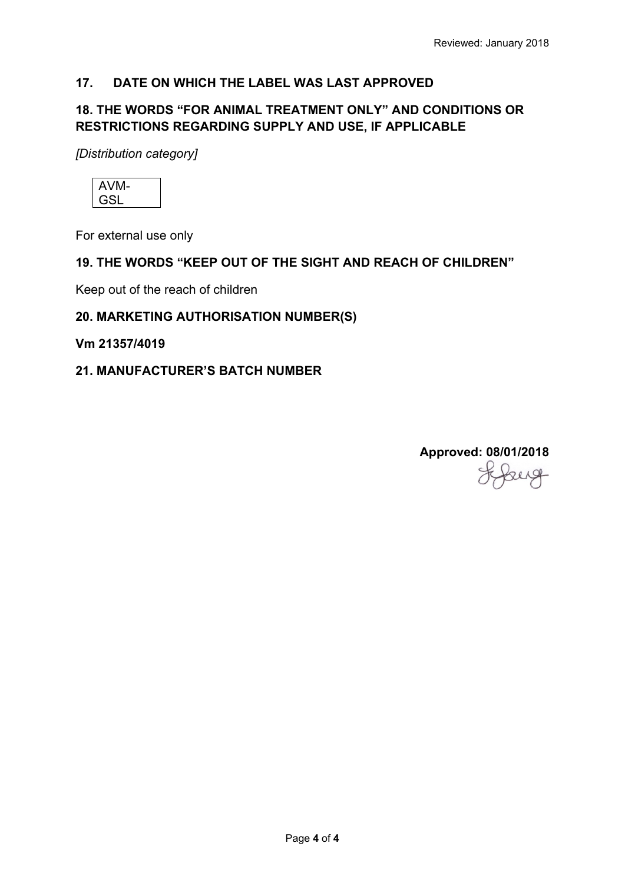Reviewed: January 2018

## 17. DATE ON WHICH THE LABEL WAS LAST APPROVED

## 18. THE WORDS “FOR ANIMAL TREATMENT ONLY” AND CONDITIONS OR RESTRICTIONS REGARDING SUPPLY AND USE, IF APPLICABLE

*[Distribution category]*

| |
|---|
| AVM-GSL |

For external use only

## 19. THE WORDS “KEEP OUT OF THE SIGHT AND REACH OF CHILDREN”

Keep out of the reach of children

## 20. MARKETING AUTHORISATION NUMBER(S)

**Vm 21357/4019**

## 21. MANUFACTURER’S BATCH NUMBER

**Approved: 08/01/2018**